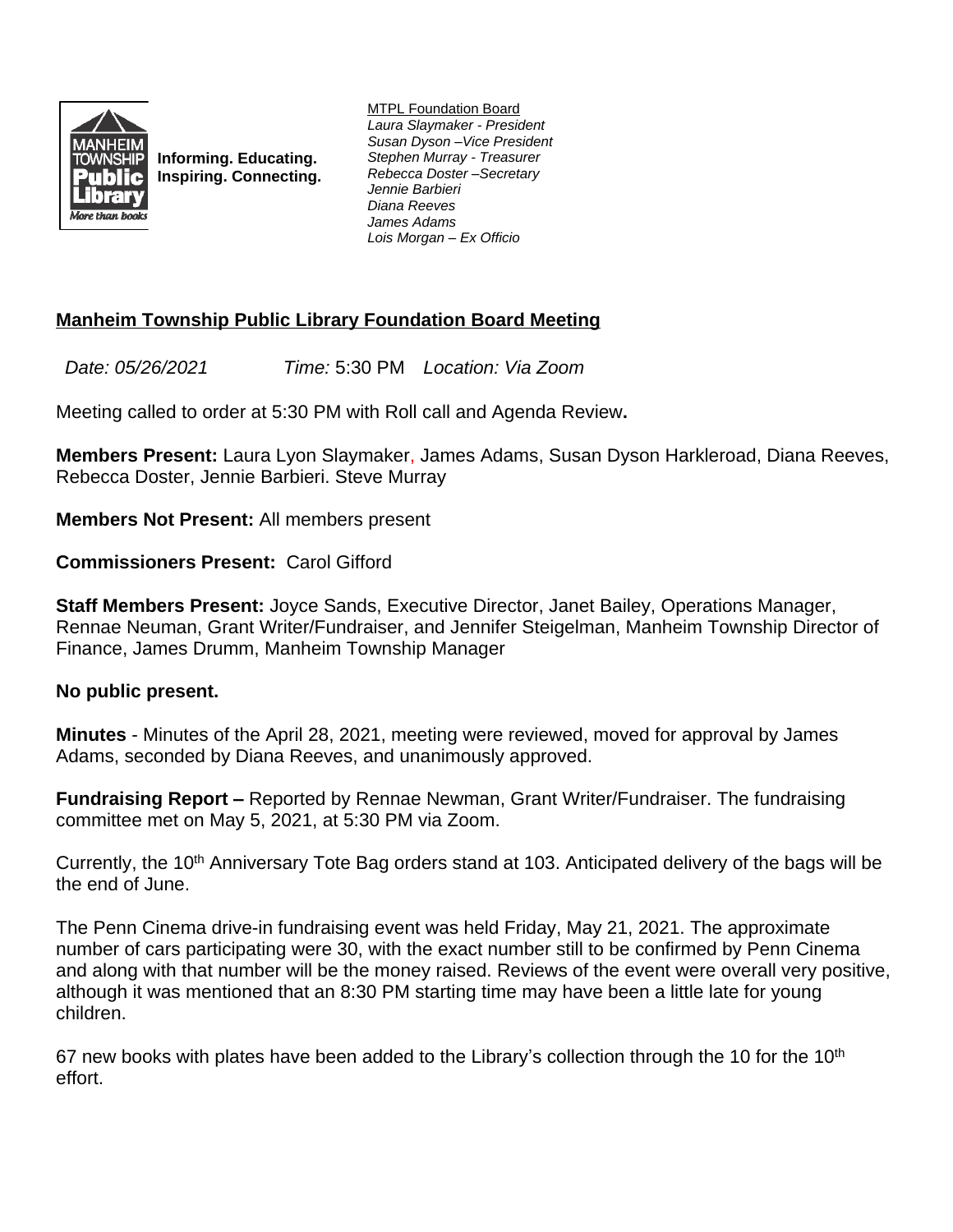Informing. Educating.
Inspiring. Connecting.

MTPL Foundation Board
*Laura Slaymaker - President*
*Susan Dyson –Vice President*
*Stephen Murray - Treasurer*
*Rebecca Doster –Secretary*
*Jennie Barbieri*
*Diana Reeves*
*James Adams*
*Lois Morgan – Ex Officio*

## Manheim Township Public Library Foundation Board Meeting

*Date: 05/26/2021* *Time:* 5:30 PM *Location: Via Zoom*

Meeting called to order at 5:30 PM with Roll call and Agenda Review**.**

**Members Present:** Laura Lyon Slaymaker, James Adams, Susan Dyson Harkleroad, Diana Reeves, Rebecca Doster, Jennie Barbieri. Steve Murray

**Members Not Present:** All members present

**Commissioners Present:** Carol Gifford

**Staff Members Present:** Joyce Sands, Executive Director, Janet Bailey, Operations Manager, Rennae Neuman, Grant Writer/Fundraiser, and Jennifer Steigelman, Manheim Township Director of Finance, James Drumm, Manheim Township Manager

**No public present.**

**Minutes** - Minutes of the April 28, 2021, meeting were reviewed, moved for approval by James Adams, seconded by Diana Reeves, and unanimously approved.

**Fundraising Report –** Reported by Rennae Newman, Grant Writer/Fundraiser. The fundraising committee met on May 5, 2021, at 5:30 PM via Zoom.

Currently, the 10th Anniversary Tote Bag orders stand at 103. Anticipated delivery of the bags will be the end of June.

The Penn Cinema drive-in fundraising event was held Friday, May 21, 2021. The approximate number of cars participating were 30, with the exact number still to be confirmed by Penn Cinema and along with that number will be the money raised. Reviews of the event were overall very positive, although it was mentioned that an 8:30 PM starting time may have been a little late for young children.

67 new books with plates have been added to the Library's collection through the 10 for the 10th effort.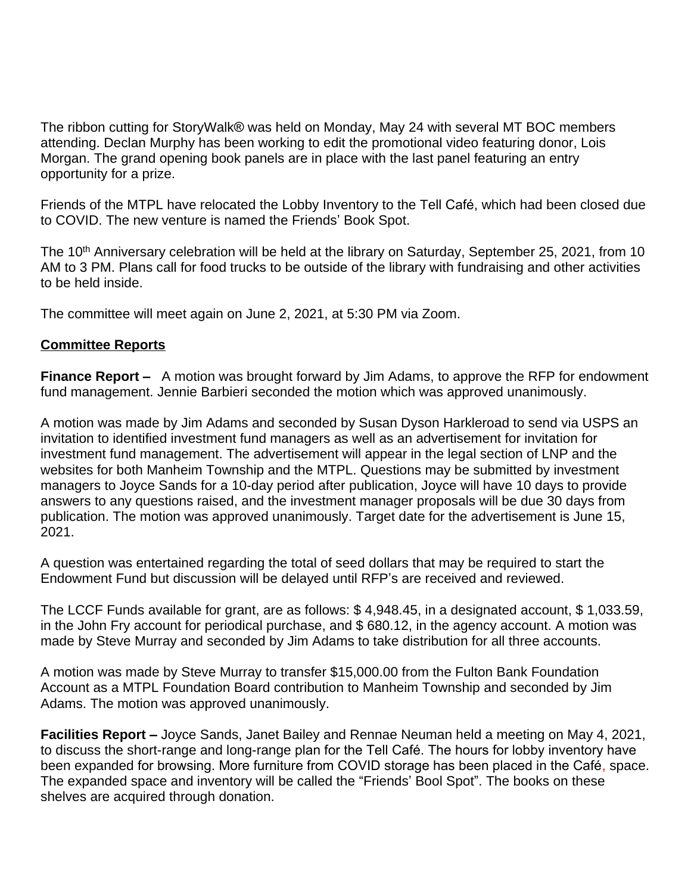The ribbon cutting for StoryWalk® was held on Monday, May 24 with several MT BOC members attending. Declan Murphy has been working to edit the promotional video featuring donor, Lois Morgan. The grand opening book panels are in place with the last panel featuring an entry opportunity for a prize.

Friends of the MTPL have relocated the Lobby Inventory to the Tell Café, which had been closed due to COVID. The new venture is named the Friends' Book Spot.

The 10th Anniversary celebration will be held at the library on Saturday, September 25, 2021, from 10 AM to 3 PM. Plans call for food trucks to be outside of the library with fundraising and other activities to be held inside.

The committee will meet again on June 2, 2021, at 5:30 PM via Zoom.

## Committee Reports

**Finance Report –** A motion was brought forward by Jim Adams, to approve the RFP for endowment fund management. Jennie Barbieri seconded the motion which was approved unanimously.

A motion was made by Jim Adams and seconded by Susan Dyson Harkleroad to send via USPS an invitation to identified investment fund managers as well as an advertisement for invitation for investment fund management. The advertisement will appear in the legal section of LNP and the websites for both Manheim Township and the MTPL. Questions may be submitted by investment managers to Joyce Sands for a 10-day period after publication, Joyce will have 10 days to provide answers to any questions raised, and the investment manager proposals will be due 30 days from publication. The motion was approved unanimously. Target date for the advertisement is June 15, 2021.

A question was entertained regarding the total of seed dollars that may be required to start the Endowment Fund but discussion will be delayed until RFP's are received and reviewed.

The LCCF Funds available for grant, are as follows: $ 4,948.45, in a designated account, $ 1,033.59, in the John Fry account for periodical purchase, and $ 680.12, in the agency account. A motion was made by Steve Murray and seconded by Jim Adams to take distribution for all three accounts.

A motion was made by Steve Murray to transfer $15,000.00 from the Fulton Bank Foundation Account as a MTPL Foundation Board contribution to Manheim Township and seconded by Jim Adams. The motion was approved unanimously.

**Facilities Report –** Joyce Sands, Janet Bailey and Rennae Neuman held a meeting on May 4, 2021, to discuss the short-range and long-range plan for the Tell Café. The hours for lobby inventory have been expanded for browsing. More furniture from COVID storage has been placed in the Café, space. The expanded space and inventory will be called the "Friends' Bool Spot". The books on these shelves are acquired through donation.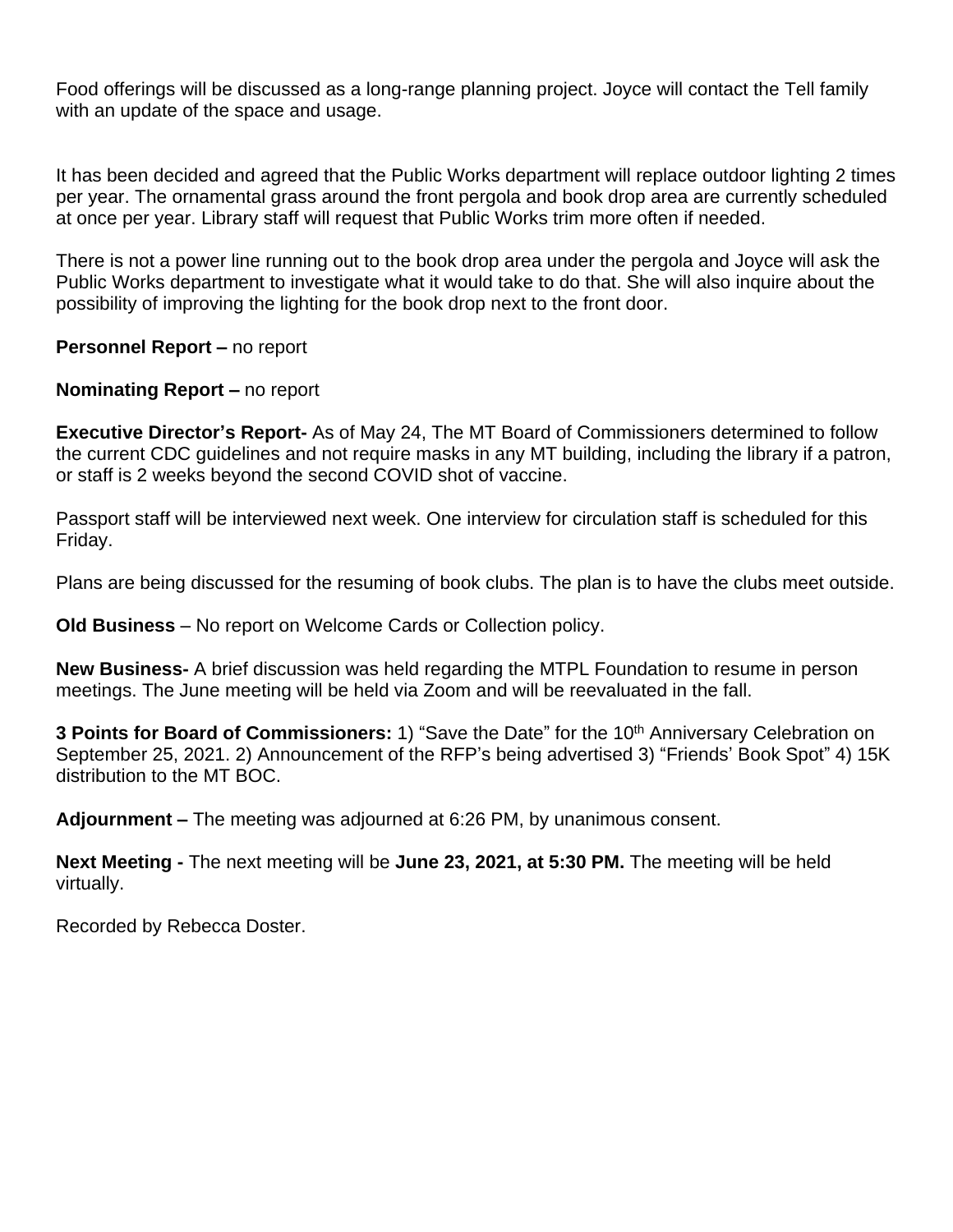Food offerings will be discussed as a long-range planning project. Joyce will contact the Tell family with an update of the space and usage.

It has been decided and agreed that the Public Works department will replace outdoor lighting 2 times per year. The ornamental grass around the front pergola and book drop area are currently scheduled at once per year. Library staff will request that Public Works trim more often if needed.

There is not a power line running out to the book drop area under the pergola and Joyce will ask the Public Works department to investigate what it would take to do that. She will also inquire about the possibility of improving the lighting for the book drop next to the front door.

**Personnel Report –** no report

**Nominating Report –** no report

**Executive Director's Report-** As of May 24, The MT Board of Commissioners determined to follow the current CDC guidelines and not require masks in any MT building, including the library if a patron, or staff is 2 weeks beyond the second COVID shot of vaccine.

Passport staff will be interviewed next week. One interview for circulation staff is scheduled for this Friday.

Plans are being discussed for the resuming of book clubs. The plan is to have the clubs meet outside.

**Old Business** – No report on Welcome Cards or Collection policy.

**New Business-** A brief discussion was held regarding the MTPL Foundation to resume in person meetings. The June meeting will be held via Zoom and will be reevaluated in the fall.

**3 Points for Board of Commissioners:** 1) "Save the Date" for the 10th Anniversary Celebration on September 25, 2021. 2) Announcement of the RFP's being advertised 3) "Friends' Book Spot" 4) 15K distribution to the MT BOC.

**Adjournment –** The meeting was adjourned at 6:26 PM, by unanimous consent.

**Next Meeting -** The next meeting will be **June 23, 2021, at 5:30 PM.** The meeting will be held virtually.

Recorded by Rebecca Doster.